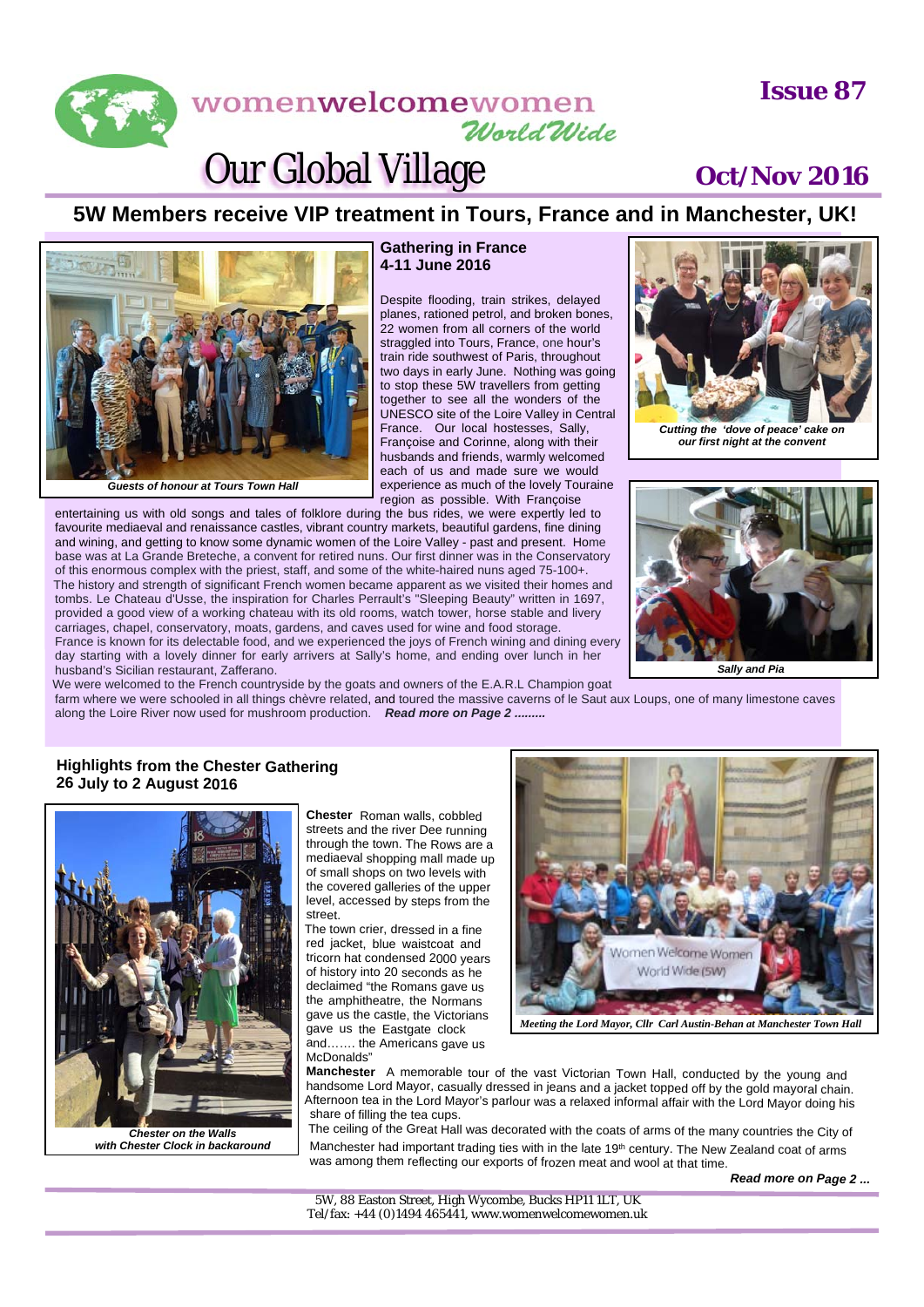# womenwelcomewomen *WorldWide*

# Our Global Village

**Issue 87**

**Oct/Nov 2016**

## 5W Members receive VIP treatment in Tours, France and in Manchester, UK!

### Gathering in France 4-11 June 2016

*Guests of honour at Tours Town Hall*

Despite flooding, train strikes, delayed planes, rationed petrol, and broken bones, 22 women from all corners of the world straggled into Tours, France, one hour's train ride southwest of Paris, throughout two days in early June. Nothing was going to stop these 5W travellers from getting together to see all the wonders of the UNESCO site of the Loire Valley in Central France. Our local hostesses, Sally, Françoise and Corinne, along with their husbands and friends, warmly welcomed each of us and made sure we would experience as much of the lovely Touraine region as possible. With Françoise entertaining us with old songs and tales of folklore during the bus rides, we were expertly led to favourite mediaeval and renaissance castles, vibrant country markets, beautiful gardens, fine dining and wining, and getting to know some dynamic women of the Loire Valley - past and present. Home base was at La Grande Breteche, a convent for retired nuns. Our first dinner was in the Conservatory of this enormous complex with the priest, staff, and some of the white-haired nuns aged 75-100+.

The history and strength of significant French women became apparent as we visited their homes and tombs. Le Chateau d'Usse, the inspiration for Charles Perrault's "Sleeping Beauty" written in 1697, provided a good view of a working chateau with its old rooms, watch tower, horse stable and livery carriages, chapel, conservatory, moats, gardens, and caves used for wine and food storage.

France is known for its delectable food, and we experienced the joys of French wining and dining every day starting with a lovely dinner for early arrivers at Sally's home, and ending over lunch in her husband's Sicilian restaurant, Zafferano.

We were welcomed to the French countryside by the goats and owners of the E.A.R.L Champion goat farm where we were schooled in all things chèvre related, and toured the massive caverns of le Saut aux Loups, one of many limestone caves along the Loire River now used for mushroom production. ***Read more on Page 2 .........***

*Cutting the 'dove of peace' cake on our first night at the convent*

*Sally and Pia*

### Highlights from the Chester Gathering 26 July to 2 August 2016

*Chester on the Walls with Chester Clock in background*

**Chester** Roman walls, cobbled streets and the river Dee running through the town. The Rows are a mediaeval shopping mall made up of small shops on two levels with the covered galleries of the upper level, accessed by steps from the street.

The town crier, dressed in a fine red jacket, blue waistcoat and tricorn hat condensed 2000 years of history into 20 seconds as he declaimed "the Romans gave us the amphitheatre, the Normans gave us the castle, the Victorians gave us the Eastgate clock and……. the Americans gave us McDonalds"

*Meeting the Lord Mayor, Cllr Carl Austin-Behan at Manchester Town Hall*

**Manchester** A memorable tour of the vast Victorian Town Hall, conducted by the young and handsome Lord Mayor, casually dressed in jeans and a jacket topped off by the gold mayoral chain. Afternoon tea in the Lord Mayor's parlour was a relaxed informal affair with the Lord Mayor doing his share of filling the tea cups.

The ceiling of the Great Hall was decorated with the coats of arms of the many countries the City of Manchester had important trading ties with in the late 19th century. The New Zealand coat of arms was among them reflecting our exports of frozen meat and wool at that time.

***Read more on Page 2 ...***

5W, 88 Easton Street, High Wycombe, Bucks HP11 1LT, UK
Tel/fax: +44 (0)1494 465441, www.womenwelcomewomen.uk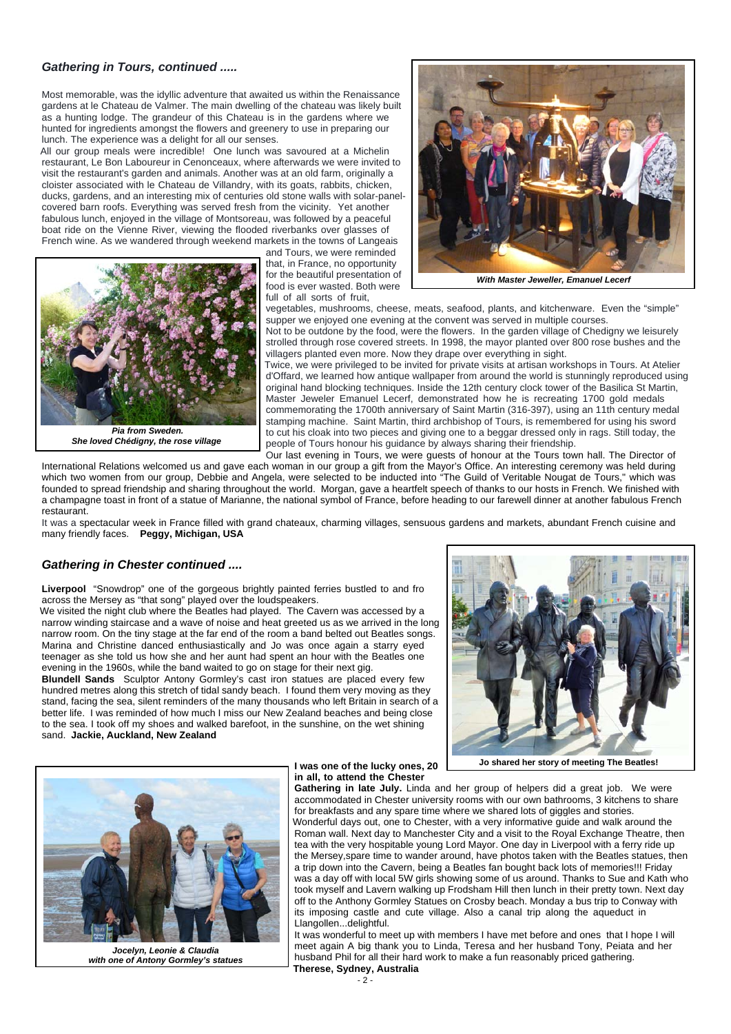## *Gathering in Tours, continued .....*

Most memorable, was the idyllic adventure that awaited us within the Renaissance gardens at le Chateau de Valmer. The main dwelling of the chateau was likely built as a hunting lodge. The grandeur of this Chateau is in the gardens where we hunted for ingredients amongst the flowers and greenery to use in preparing our lunch. The experience was a delight for all our senses.

All our group meals were incredible! One lunch was savoured at a Michelin restaurant, Le Bon Laboureur in Cenonceaux, where afterwards we were invited to visit the restaurant's garden and animals. Another was at an old farm, originally a cloister associated with le Chateau de Villandry, with its goats, rabbits, chicken, ducks, gardens, and an interesting mix of centuries old stone walls with solar-panel-covered barn roofs. Everything was served fresh from the vicinity. Yet another fabulous lunch, enjoyed in the village of Montsoreau, was followed by a peaceful boat ride on the Vienne River, viewing the flooded riverbanks over glasses of French wine. As we wandered through weekend markets in the towns of Langeais and Tours, we were reminded that, in France, no opportunity for the beautiful presentation of food is ever wasted. Both were full of all sorts of fruit, vegetables, mushrooms, cheese, meats, seafood, plants, and kitchenware. Even the "simple" supper we enjoyed one evening at the convent was served in multiple courses.

*With Master Jeweller, Emanuel Lecerf*

*Pia from Sweden. She loved Chédigny, the rose village*

Not to be outdone by the food, were the flowers. In the garden village of Chedigny we leisurely strolled through rose covered streets. In 1998, the mayor planted over 800 rose bushes and the villagers planted even more. Now they drape over everything in sight.

Twice, we were privileged to be invited for private visits at artisan workshops in Tours. At Atelier d'Offard, we learned how antique wallpaper from around the world is stunningly reproduced using original hand blocking techniques. Inside the 12th century clock tower of the Basilica St Martin, Master Jeweler Emanuel Lecerf, demonstrated how he is recreating 1700 gold medals commemorating the 1700th anniversary of Saint Martin (316-397), using an 11th century medal stamping machine. Saint Martin, third archbishop of Tours, is remembered for using his sword to cut his cloak into two pieces and giving one to a beggar dressed only in rags. Still today, the people of Tours honour his guidance by always sharing their friendship.

Our last evening in Tours, we were guests of honour at the Tours town hall. The Director of International Relations welcomed us and gave each woman in our group a gift from the Mayor's Office. An interesting ceremony was held during which two women from our group, Debbie and Angela, were selected to be inducted into "The Guild of Veritable Nougat de Tours," which was founded to spread friendship and sharing throughout the world. Morgan, gave a heartfelt speech of thanks to our hosts in French. We finished with a champagne toast in front of a statue of Marianne, the national symbol of France, before heading to our farewell dinner at another fabulous French restaurant.

It was a spectacular week in France filled with grand chateaux, charming villages, sensuous gardens and markets, abundant French cuisine and many friendly faces. **Peggy, Michigan, USA**

## *Gathering in Chester continued ....*

**Liverpool** "Snowdrop" one of the gorgeous brightly painted ferries bustled to and fro across the Mersey as "that song" played over the loudspeakers.

We visited the night club where the Beatles had played. The Cavern was accessed by a narrow winding staircase and a wave of noise and heat greeted us as we arrived in the long narrow room. On the tiny stage at the far end of the room a band belted out Beatles songs. Marina and Christine danced enthusiastically and Jo was once again a starry eyed teenager as she told us how she and her aunt had spent an hour with the Beatles one evening in the 1960s, while the band waited to go on stage for their next gig.

**Blundell Sands** Sculptor Antony Gormley's cast iron statues are placed every few hundred metres along this stretch of tidal sandy beach. I found them very moving as they stand, facing the sea, silent reminders of the many thousands who left Britain in search of a better life. I was reminded of how much I miss our New Zealand beaches and being close to the sea. I took off my shoes and walked barefoot, in the sunshine, on the wet shining sand. **Jackie, Auckland, New Zealand**

*Jo shared her story of meeting The Beatles!*

*Jocelyn, Leonie & Claudia with one of Antony Gormley's statues*

**I was one of the lucky ones, 20 in all, to attend the Chester Gathering in late July.** Linda and her group of helpers did a great job. We were accommodated in Chester university rooms with our own bathrooms, 3 kitchens to share for breakfasts and any spare time where we shared lots of giggles and stories.

Wonderful days out, one to Chester, with a very informative guide and walk around the Roman wall. Next day to Manchester City and a visit to the Royal Exchange Theatre, then tea with the very hospitable young Lord Mayor. One day in Liverpool with a ferry ride up the Mersey,spare time to wander around, have photos taken with the Beatles statues, then a trip down into the Cavern, being a Beatles fan bought back lots of memories!!! Friday was a day off with local 5W girls showing some of us around. Thanks to Sue and Kath who took myself and Lavern walking up Frodsham Hill then lunch in their pretty town. Next day off to the Anthony Gormley Statues on Crosby beach. Monday a bus trip to Conway with its imposing castle and cute village. Also a canal trip along the aqueduct in Llangollen...delightful.

It was wonderful to meet up with members I have met before and ones that I hope I will meet again A big thank you to Linda, Teresa and her husband Tony, Peiata and her husband Phil for all their hard work to make a fun reasonably priced gathering.

**Therese, Sydney, Australia**